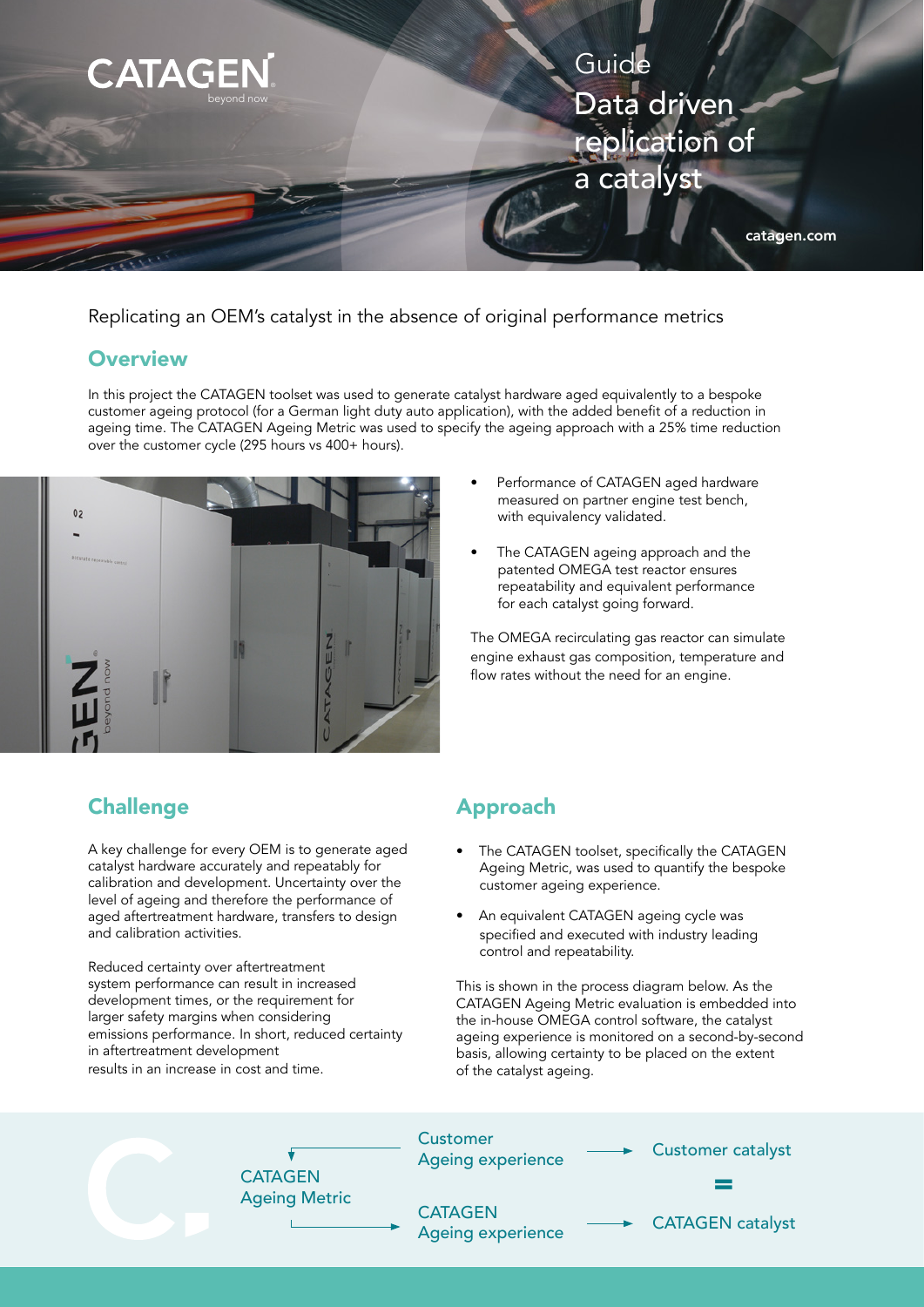CATAGEN
beyond now

# Guide
# Data driven replication of a catalyst

catagen.com

Replicating an OEM's catalyst in the absence of original performance metrics

## Overview

In this project the CATAGEN toolset was used to generate catalyst hardware aged equivalently to a bespoke customer ageing protocol (for a German light duty auto application), with the added benefit of a reduction in ageing time. The CATAGEN Ageing Metric was used to specify the ageing approach with a 25% time reduction over the customer cycle (295 hours vs 400+ hours).

- Performance of CATAGEN aged hardware measured on partner engine test bench, with equivalency validated.
- The CATAGEN ageing approach and the patented OMEGA test reactor ensures repeatability and equivalent performance for each catalyst going forward.

The OMEGA recirculating gas reactor can simulate engine exhaust gas composition, temperature and flow rates without the need for an engine.

## Challenge

A key challenge for every OEM is to generate aged catalyst hardware accurately and repeatably for calibration and development. Uncertainty over the level of ageing and therefore the performance of aged aftertreatment hardware, transfers to design and calibration activities.

Reduced certainty over aftertreatment system performance can result in increased development times, or the requirement for larger safety margins when considering emissions performance. In short, reduced certainty in aftertreatment development results in an increase in cost and time.

## Approach

- The CATAGEN toolset, specifically the CATAGEN Ageing Metric, was used to quantify the bespoke customer ageing experience.
- An equivalent CATAGEN ageing cycle was specified and executed with industry leading control and repeatability.

This is shown in the process diagram below. As the CATAGEN Ageing Metric evaluation is embedded into the in-house OMEGA control software, the catalyst ageing experience is monitored on a second-by-second basis, allowing certainty to be placed on the extent of the catalyst ageing.

Customer Ageing experience → Customer catalyst

CATAGEN Ageing Metric

CATAGEN Ageing experience → CATAGEN catalyst

Customer catalyst = CATAGEN catalyst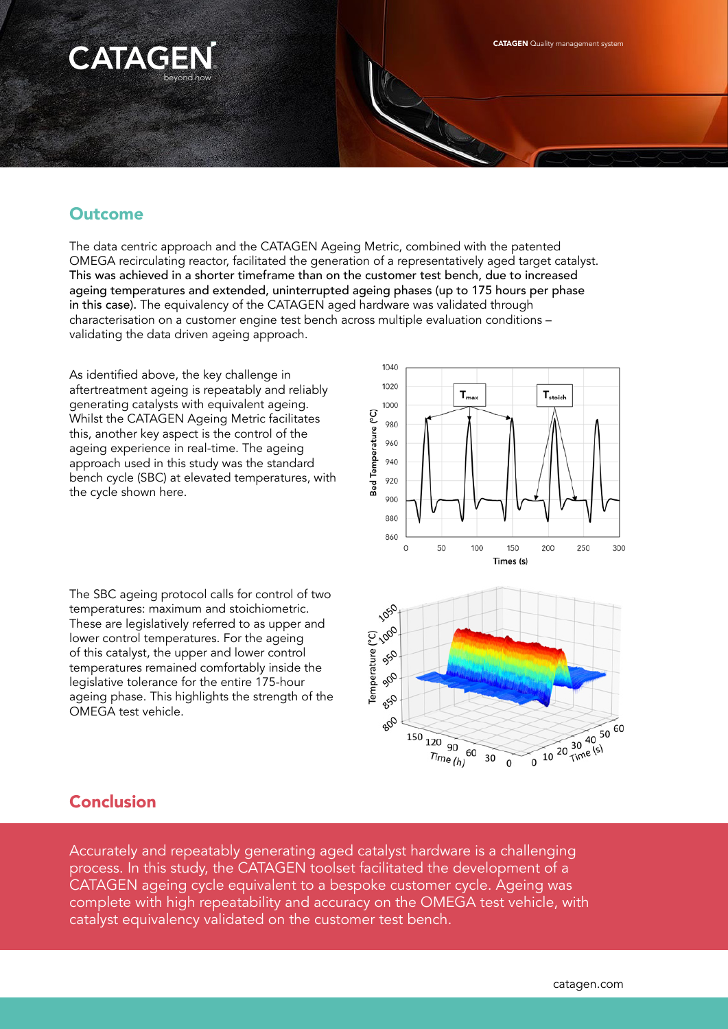## Outcome

The data centric approach and the CATAGEN Ageing Metric, combined with the patented OMEGA recirculating reactor, facilitated the generation of a representatively aged target catalyst. This was achieved in a shorter timeframe than on the customer test bench, due to increased ageing temperatures and extended, uninterrupted ageing phases (up to 175 hours per phase in this case). The equivalency of the CATAGEN aged hardware was validated through characterisation on a customer engine test bench across multiple evaluation conditions – validating the data driven ageing approach.

As identified above, the key challenge in aftertreatment ageing is repeatably and reliably generating catalysts with equivalent ageing. Whilst the CATAGEN Ageing Metric facilitates this, another key aspect is the control of the ageing experience in real-time. The ageing approach used in this study was the standard bench cycle (SBC) at elevated temperatures, with the cycle shown here.

$T_{max}$

$T_{stoich}$

Bed Temperature (°C)

1040
1020
1000
980
960
940
920
900
880
860

0 50 100 150 200 250 300

Times (s)

The SBC ageing protocol calls for control of two temperatures: maximum and stoichiometric. These are legislatively referred to as upper and lower control temperatures. For the ageing of this catalyst, the upper and lower control temperatures remained comfortably inside the legislative tolerance for the entire 175-hour ageing phase. This highlights the strength of the OMEGA test vehicle.

Temperature (°C)

1050
1000
950
900
850
800

150 120 90 60 30 0

Time (h)

0 10 20 30 40 50 60

Time (s)

## Conclusion

Accurately and repeatably generating aged catalyst hardware is a challenging process. In this study, the CATAGEN toolset facilitated the development of a CATAGEN ageing cycle equivalent to a bespoke customer cycle. Ageing was complete with high repeatability and accuracy on the OMEGA test vehicle, with catalyst equivalency validated on the customer test bench.

catagen.com